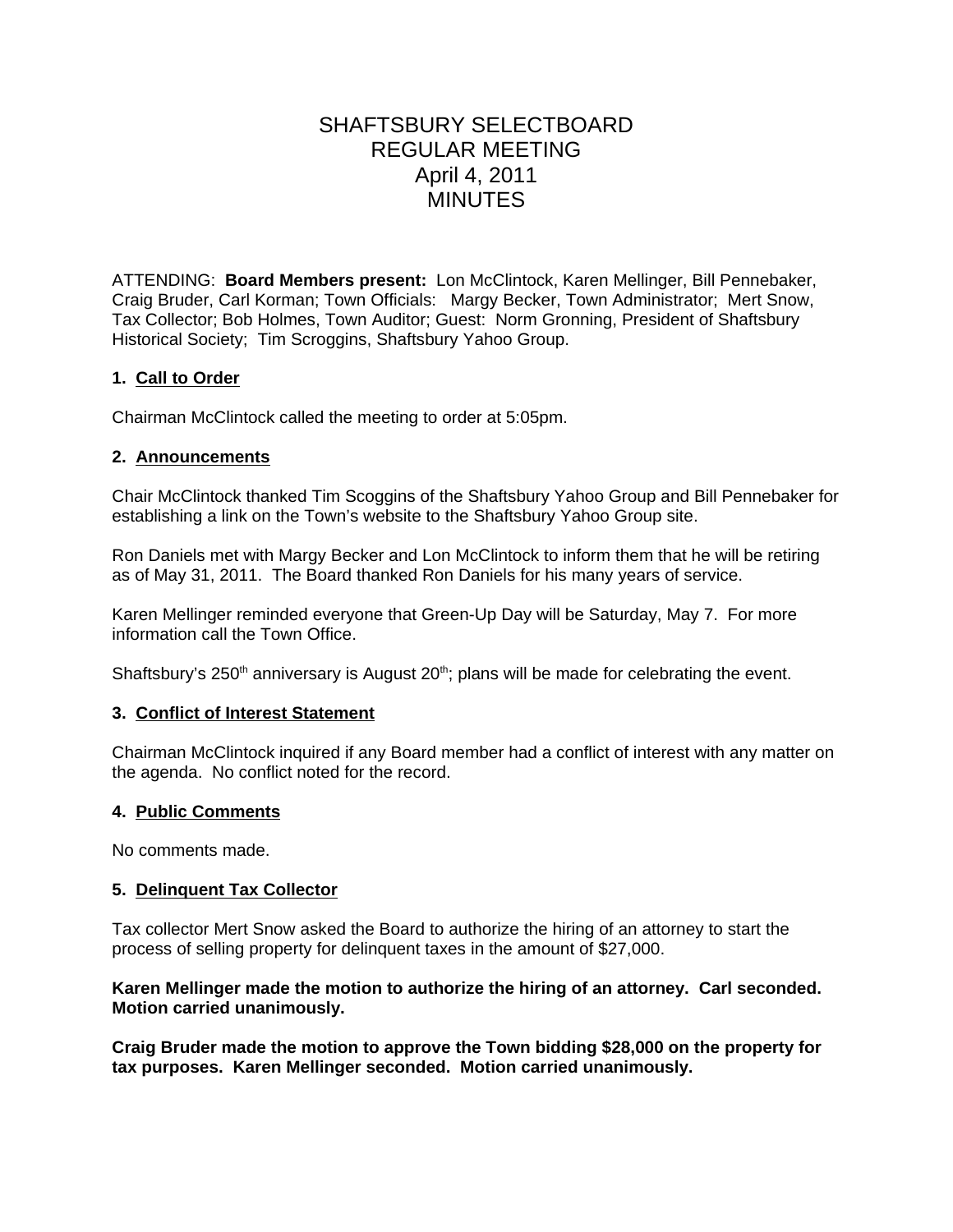# SHAFTSBURY SELECTBOARD
# REGULAR MEETING
# April 4, 2011
# MINUTES

ATTENDING: **Board Members present:** Lon McClintock, Karen Mellinger, Bill Pennebaker, Craig Bruder, Carl Korman; Town Officials: Margy Becker, Town Administrator; Mert Snow, Tax Collector; Bob Holmes, Town Auditor; Guest: Norm Gronning, President of Shaftsbury Historical Society; Tim Scroggins, Shaftsbury Yahoo Group.

### 1. Call to Order

Chairman McClintock called the meeting to order at 5:05pm.

### 2. Announcements

Chair McClintock thanked Tim Scoggins of the Shaftsbury Yahoo Group and Bill Pennebaker for establishing a link on the Town's website to the Shaftsbury Yahoo Group site.

Ron Daniels met with Margy Becker and Lon McClintock to inform them that he will be retiring as of May 31, 2011. The Board thanked Ron Daniels for his many years of service.

Karen Mellinger reminded everyone that Green-Up Day will be Saturday, May 7. For more information call the Town Office.

Shaftsbury's 250th anniversary is August 20th; plans will be made for celebrating the event.

### 3. Conflict of Interest Statement

Chairman McClintock inquired if any Board member had a conflict of interest with any matter on the agenda. No conflict noted for the record.

### 4. Public Comments

No comments made.

### 5. Delinquent Tax Collector

Tax collector Mert Snow asked the Board to authorize the hiring of an attorney to start the process of selling property for delinquent taxes in the amount of $27,000.

**Karen Mellinger made the motion to authorize the hiring of an attorney. Carl seconded. Motion carried unanimously.**

**Craig Bruder made the motion to approve the Town bidding $28,000 on the property for tax purposes. Karen Mellinger seconded. Motion carried unanimously.**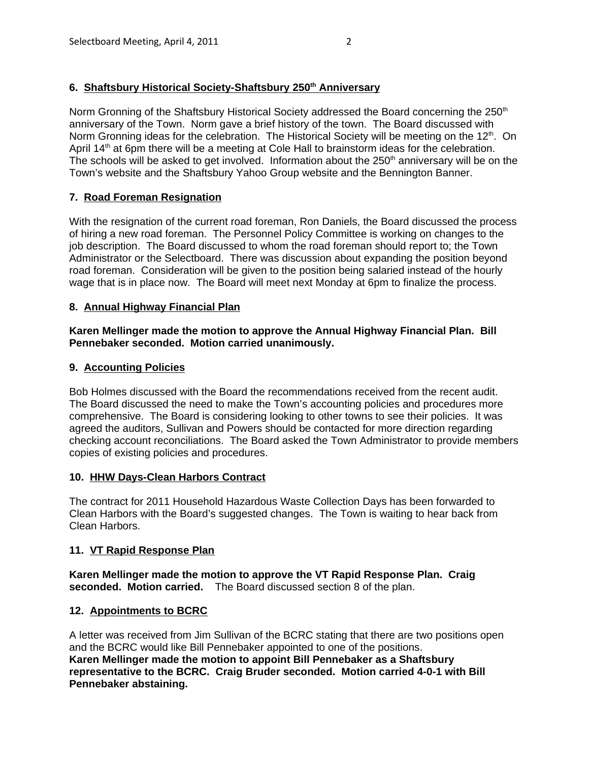**6. <u>Shaftsbury Historical Society-Shaftsbury 250th Anniversary</u>**

Norm Gronning of the Shaftsbury Historical Society addressed the Board concerning the 250th anniversary of the Town. Norm gave a brief history of the town. The Board discussed with Norm Gronning ideas for the celebration. The Historical Society will be meeting on the 12th. On April 14th at 6pm there will be a meeting at Cole Hall to brainstorm ideas for the celebration. The schools will be asked to get involved. Information about the 250th anniversary will be on the Town's website and the Shaftsbury Yahoo Group website and the Bennington Banner.

**7. <u>Road Foreman Resignation</u>**

With the resignation of the current road foreman, Ron Daniels, the Board discussed the process of hiring a new road foreman. The Personnel Policy Committee is working on changes to the job description. The Board discussed to whom the road foreman should report to; the Town Administrator or the Selectboard. There was discussion about expanding the position beyond road foreman. Consideration will be given to the position being salaried instead of the hourly wage that is in place now. The Board will meet next Monday at 6pm to finalize the process.

**8. <u>Annual Highway Financial Plan</u>**

**Karen Mellinger made the motion to approve the Annual Highway Financial Plan. Bill Pennebaker seconded. Motion carried unanimously.**

**9. <u>Accounting Policies</u>**

Bob Holmes discussed with the Board the recommendations received from the recent audit. The Board discussed the need to make the Town's accounting policies and procedures more comprehensive. The Board is considering looking to other towns to see their policies. It was agreed the auditors, Sullivan and Powers should be contacted for more direction regarding checking account reconciliations. The Board asked the Town Administrator to provide members copies of existing policies and procedures.

**10. <u>HHW Days-Clean Harbors Contract</u>**

The contract for 2011 Household Hazardous Waste Collection Days has been forwarded to Clean Harbors with the Board's suggested changes. The Town is waiting to hear back from Clean Harbors.

**11. <u>VT Rapid Response Plan</u>**

**Karen Mellinger made the motion to approve the VT Rapid Response Plan. Craig seconded. Motion carried.** The Board discussed section 8 of the plan.

**12. <u>Appointments to BCRC</u>**

A letter was received from Jim Sullivan of the BCRC stating that there are two positions open and the BCRC would like Bill Pennebaker appointed to one of the positions.
**Karen Mellinger made the motion to appoint Bill Pennebaker as a Shaftsbury representative to the BCRC. Craig Bruder seconded. Motion carried 4-0-1 with Bill Pennebaker abstaining.**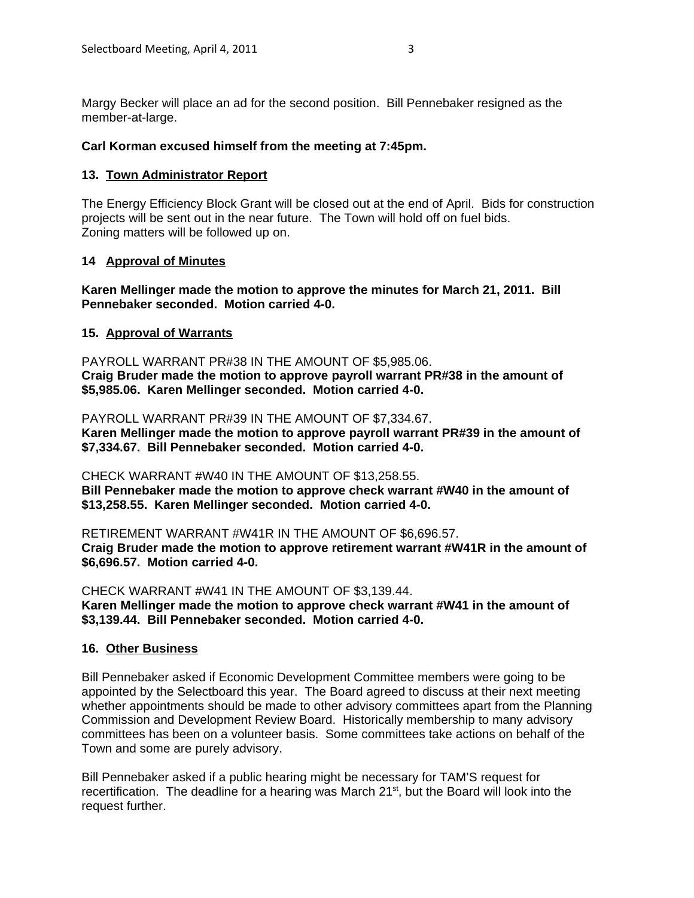Margy Becker will place an ad for the second position. Bill Pennebaker resigned as the member-at-large.

**Carl Korman excused himself from the meeting at 7:45pm.**

## 13. Town Administrator Report

The Energy Efficiency Block Grant will be closed out at the end of April. Bids for construction projects will be sent out in the near future. The Town will hold off on fuel bids.
Zoning matters will be followed up on.

## 14 Approval of Minutes

**Karen Mellinger made the motion to approve the minutes for March 21, 2011. Bill Pennebaker seconded. Motion carried 4-0.**

## 15. Approval of Warrants

PAYROLL WARRANT PR#38 IN THE AMOUNT OF $5,985.06.
**Craig Bruder made the motion to approve payroll warrant PR#38 in the amount of $5,985.06. Karen Mellinger seconded. Motion carried 4-0.**

PAYROLL WARRANT PR#39 IN THE AMOUNT OF $7,334.67.
**Karen Mellinger made the motion to approve payroll warrant PR#39 in the amount of $7,334.67. Bill Pennebaker seconded. Motion carried 4-0.**

CHECK WARRANT #W40 IN THE AMOUNT OF $13,258.55.
**Bill Pennebaker made the motion to approve check warrant #W40 in the amount of $13,258.55. Karen Mellinger seconded. Motion carried 4-0.**

RETIREMENT WARRANT #W41R IN THE AMOUNT OF $6,696.57.
**Craig Bruder made the motion to approve retirement warrant #W41R in the amount of $6,696.57. Motion carried 4-0.**

CHECK WARRANT #W41 IN THE AMOUNT OF $3,139.44.
**Karen Mellinger made the motion to approve check warrant #W41 in the amount of $3,139.44. Bill Pennebaker seconded. Motion carried 4-0.**

## 16. Other Business

Bill Pennebaker asked if Economic Development Committee members were going to be appointed by the Selectboard this year. The Board agreed to discuss at their next meeting whether appointments should be made to other advisory committees apart from the Planning Commission and Development Review Board. Historically membership to many advisory committees has been on a volunteer basis. Some committees take actions on behalf of the Town and some are purely advisory.

Bill Pennebaker asked if a public hearing might be necessary for TAM'S request for recertification. The deadline for a hearing was March 21st, but the Board will look into the request further.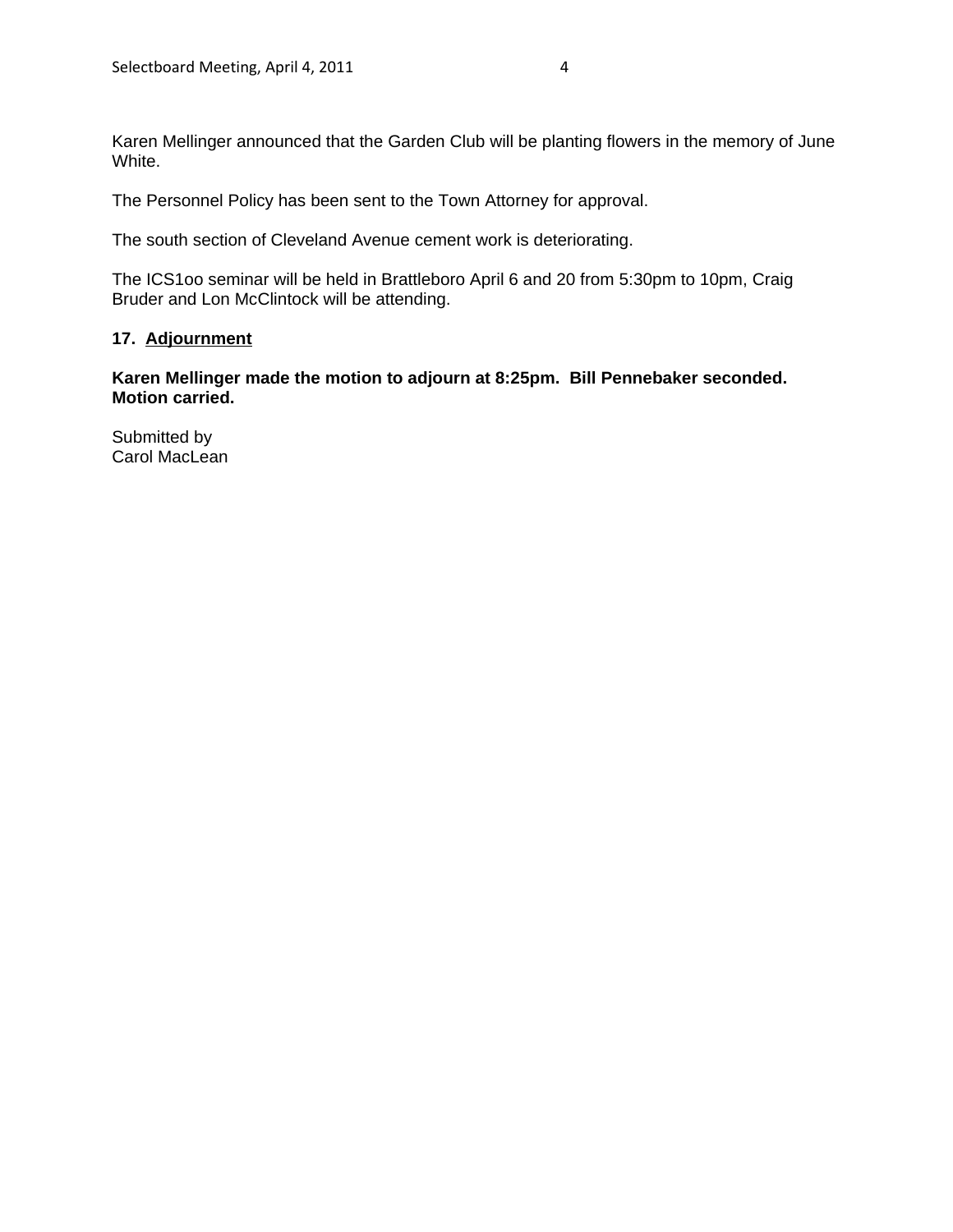Karen Mellinger announced that the Garden Club will be planting flowers in the memory of June White.

The Personnel Policy has been sent to the Town Attorney for approval.

The south section of Cleveland Avenue cement work is deteriorating.

The ICS1oo seminar will be held in Brattleboro April 6 and 20 from 5:30pm to 10pm, Craig Bruder and Lon McClintock will be attending.

### 17. <u>Adjournment</u>

**Karen Mellinger made the motion to adjourn at 8:25pm. Bill Pennebaker seconded. Motion carried.**

Submitted by
Carol MacLean